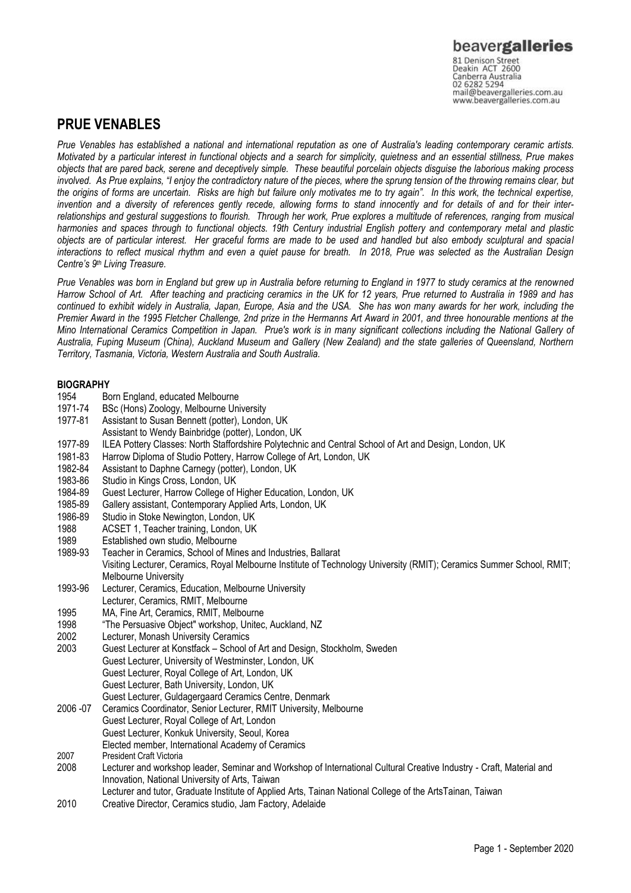beavergalleries

81 Denison Street
Deakin ACT 2600
Canberra Australia
02 6282 5294
mail@beavergalleries.com.au
www.beavergalleries.com.au

# PRUE VENABLES

*Prue Venables has established a national and international reputation as one of Australia's leading contemporary ceramic artists. Motivated by a particular interest in functional objects and a search for simplicity, quietness and an essential stillness, Prue makes objects that are pared back, serene and deceptively simple. These beautiful porcelain objects disguise the laborious making process involved. As Prue explains, "I enjoy the contradictory nature of the pieces, where the sprung tension of the throwing remains clear, but the origins of forms are uncertain. Risks are high but failure only motivates me to try again". In this work, the technical expertise, invention and a diversity of references gently recede, allowing forms to stand innocently and for details of and for their inter-relationships and gestural suggestions to flourish. Through her work, Prue explores a multitude of references, ranging from musical harmonies and spaces through to functional objects. 19th Century industrial English pottery and contemporary metal and plastic objects are of particular interest. Her graceful forms are made to be used and handled but also embody sculptural and spacial interactions to reflect musical rhythm and even a quiet pause for breath. In 2018, Prue was selected as the Australian Design Centre's 9th Living Treasure.*

*Prue Venables was born in England but grew up in Australia before returning to England in 1977 to study ceramics at the renowned Harrow School of Art. After teaching and practicing ceramics in the UK for 12 years, Prue returned to Australia in 1989 and has continued to exhibit widely in Australia, Japan, Europe, Asia and the USA. She has won many awards for her work, including the Premier Award in the 1995 Fletcher Challenge, 2nd prize in the Hermanns Art Award in 2001, and three honourable mentions at the Mino International Ceramics Competition in Japan. Prue's work is in many significant collections including the National Gallery of Australia, Fuping Museum (China), Auckland Museum and Gallery (New Zealand) and the state galleries of Queensland, Northern Territory, Tasmania, Victoria, Western Australia and South Australia.*

## BIOGRAPHY

| | |
|---|---|
| 1954 | Born England, educated Melbourne |
| 1971-74 | BSc (Hons) Zoology, Melbourne University |
| 1977-81 | Assistant to Susan Bennett (potter), London, UK |
| | Assistant to Wendy Bainbridge (potter), London, UK |
| 1977-89 | ILEA Pottery Classes: North Staffordshire Polytechnic and Central School of Art and Design, London, UK |
| 1981-83 | Harrow Diploma of Studio Pottery, Harrow College of Art, London, UK |
| 1982-84 | Assistant to Daphne Carnegy (potter), London, UK |
| 1983-86 | Studio in Kings Cross, London, UK |
| 1984-89 | Guest Lecturer, Harrow College of Higher Education, London, UK |
| 1985-89 | Gallery assistant, Contemporary Applied Arts, London, UK |
| 1986-89 | Studio in Stoke Newington, London, UK |
| 1988 | ACSET 1, Teacher training, London, UK |
| 1989 | Established own studio, Melbourne |
| 1989-93 | Teacher in Ceramics, School of Mines and Industries, Ballarat |
| | Visiting Lecturer, Ceramics, Royal Melbourne Institute of Technology University (RMIT); Ceramics Summer School, RMIT; Melbourne University |
| 1993-96 | Lecturer, Ceramics, Education, Melbourne University |
| | Lecturer, Ceramics, RMIT, Melbourne |
| 1995 | MA, Fine Art, Ceramics, RMIT, Melbourne |
| 1998 | "The Persuasive Object" workshop, Unitec, Auckland, NZ |
| 2002 | Lecturer, Monash University Ceramics |
| 2003 | Guest Lecturer at Konstfack – School of Art and Design, Stockholm, Sweden |
| | Guest Lecturer, University of Westminster, London, UK |
| | Guest Lecturer, Royal College of Art, London, UK |
| | Guest Lecturer, Bath University, London, UK |
| | Guest Lecturer, Guldagergaard Ceramics Centre, Denmark |
| 2006 -07 | Ceramics Coordinator, Senior Lecturer, RMIT University, Melbourne |
| | Guest Lecturer, Royal College of Art, London |
| | Guest Lecturer, Konkuk University, Seoul, Korea |
| | Elected member, International Academy of Ceramics |
| 2007 | President Craft Victoria |
| 2008 | Lecturer and workshop leader, Seminar and Workshop of International Cultural Creative Industry - Craft, Material and Innovation, National University of Arts, Taiwan |
| | Lecturer and tutor, Graduate Institute of Applied Arts, Tainan National College of the ArtsTainan, Taiwan |
| 2010 | Creative Director, Ceramics studio, Jam Factory, Adelaide |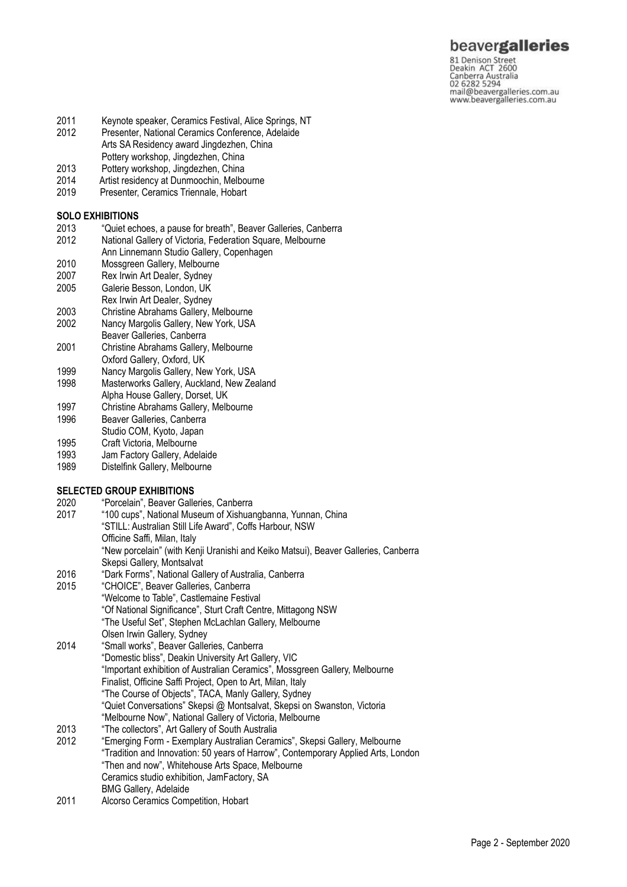2011 Keynote speaker, Ceramics Festival, Alice Springs, NT
2012 Presenter, National Ceramics Conference, Adelaide
Arts SA Residency award Jingdezhen, China
Pottery workshop, Jingdezhen, China
2013 Pottery workshop, Jingdezhen, China
2014 Artist residency at Dunmoochin, Melbourne
2019 Presenter, Ceramics Triennale, Hobart

**SOLO EXHIBITIONS**

2013 "Quiet echoes, a pause for breath", Beaver Galleries, Canberra
2012 National Gallery of Victoria, Federation Square, Melbourne
Ann Linnemann Studio Gallery, Copenhagen
2010 Mossgreen Gallery, Melbourne
2007 Rex Irwin Art Dealer, Sydney
2005 Galerie Besson, London, UK
Rex Irwin Art Dealer, Sydney
2003 Christine Abrahams Gallery, Melbourne
2002 Nancy Margolis Gallery, New York, USA
Beaver Galleries, Canberra
2001 Christine Abrahams Gallery, Melbourne
Oxford Gallery, Oxford, UK
1999 Nancy Margolis Gallery, New York, USA
1998 Masterworks Gallery, Auckland, New Zealand
Alpha House Gallery, Dorset, UK
1997 Christine Abrahams Gallery, Melbourne
1996 Beaver Galleries, Canberra
Studio COM, Kyoto, Japan
1995 Craft Victoria, Melbourne
1993 Jam Factory Gallery, Adelaide
1989 Distelfink Gallery, Melbourne

**SELECTED GROUP EXHIBITIONS**

2020 "Porcelain", Beaver Galleries, Canberra
2017 "100 cups", National Museum of Xishuangbanna, Yunnan, China
"STILL: Australian Still Life Award", Coffs Harbour, NSW
Officine Saffi, Milan, Italy
"New porcelain" (with Kenji Uranishi and Keiko Matsui), Beaver Galleries, Canberra
Skepsi Gallery, Montsalvat
2016 "Dark Forms", National Gallery of Australia, Canberra
2015 "CHOICE", Beaver Galleries, Canberra
"Welcome to Table", Castlemaine Festival
"Of National Significance", Sturt Craft Centre, Mittagong NSW
"The Useful Set", Stephen McLachlan Gallery, Melbourne
Olsen Irwin Gallery, Sydney
2014 "Small works", Beaver Galleries, Canberra
"Domestic bliss", Deakin University Art Gallery, VIC
"Important exhibition of Australian Ceramics", Mossgreen Gallery, Melbourne
Finalist, Officine Saffi Project, Open to Art, Milan, Italy
"The Course of Objects", TACA, Manly Gallery, Sydney
"Quiet Conversations" Skepsi @ Montsalvat, Skepsi on Swanston, Victoria
"Melbourne Now", National Gallery of Victoria, Melbourne
2013 "The collectors", Art Gallery of South Australia
2012 "Emerging Form - Exemplary Australian Ceramics", Skepsi Gallery, Melbourne
"Tradition and Innovation: 50 years of Harrow", Contemporary Applied Arts, London
"Then and now", Whitehouse Arts Space, Melbourne
Ceramics studio exhibition, JamFactory, SA
BMG Gallery, Adelaide
2011 Alcorso Ceramics Competition, Hobart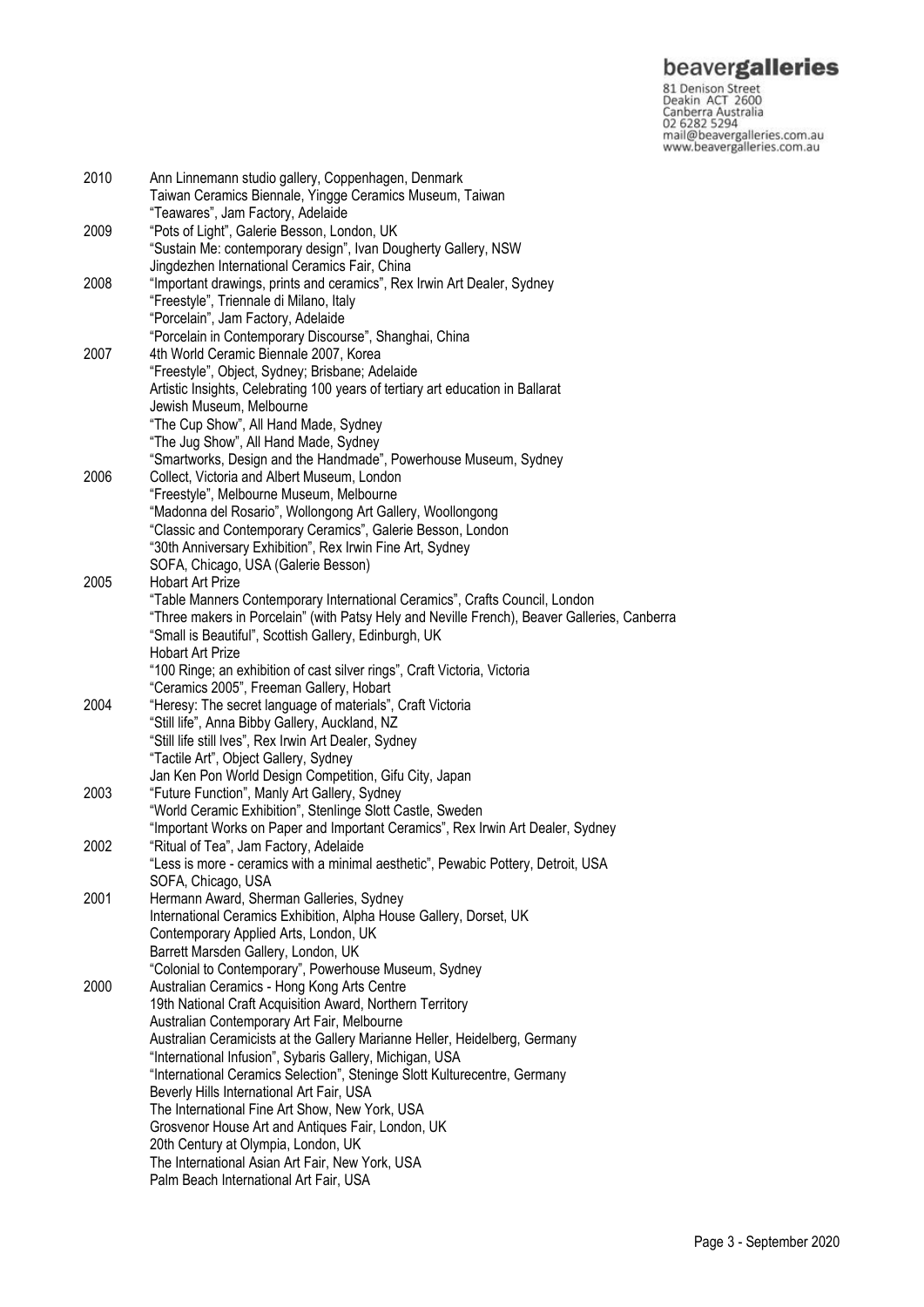| | |
|---|---|
| 2010 | Ann Linnemann studio gallery, Coppenhagen, Denmark |
| | Taiwan Ceramics Biennale, Yingge Ceramics Museum, Taiwan |
| | "Teawares", Jam Factory, Adelaide |
| 2009 | "Pots of Light", Galerie Besson, London, UK |
| | "Sustain Me: contemporary design", Ivan Dougherty Gallery, NSW |
| | Jingdezhen International Ceramics Fair, China |
| 2008 | "Important drawings, prints and ceramics", Rex Irwin Art Dealer, Sydney |
| | "Freestyle", Triennale di Milano, Italy |
| | "Porcelain", Jam Factory, Adelaide |
| | "Porcelain in Contemporary Discourse", Shanghai, China |
| 2007 | 4th World Ceramic Biennale 2007, Korea |
| | "Freestyle", Object, Sydney; Brisbane; Adelaide |
| | Artistic Insights, Celebrating 100 years of tertiary art education in Ballarat |
| | Jewish Museum, Melbourne |
| | "The Cup Show", All Hand Made, Sydney |
| | "The Jug Show", All Hand Made, Sydney |
| | "Smartworks, Design and the Handmade", Powerhouse Museum, Sydney |
| 2006 | Collect, Victoria and Albert Museum, London |
| | "Freestyle", Melbourne Museum, Melbourne |
| | "Madonna del Rosario", Wollongong Art Gallery, Woollongong |
| | "Classic and Contemporary Ceramics", Galerie Besson, London |
| | "30th Anniversary Exhibition", Rex Irwin Fine Art, Sydney |
| | SOFA, Chicago, USA (Galerie Besson) |
| 2005 | Hobart Art Prize |
| | "Table Manners Contemporary International Ceramics", Crafts Council, London |
| | "Three makers in Porcelain" (with Patsy Hely and Neville French), Beaver Galleries, Canberra |
| | "Small is Beautiful", Scottish Gallery, Edinburgh, UK |
| | Hobart Art Prize |
| | "100 Ringe; an exhibition of cast silver rings", Craft Victoria, Victoria |
| | "Ceramics 2005", Freeman Gallery, Hobart |
| 2004 | "Heresy: The secret language of materials", Craft Victoria |
| | "Still life", Anna Bibby Gallery, Auckland, NZ |
| | "Still life still lves", Rex Irwin Art Dealer, Sydney |
| | "Tactile Art", Object Gallery, Sydney |
| | Jan Ken Pon World Design Competition, Gifu City, Japan |
| 2003 | "Future Function", Manly Art Gallery, Sydney |
| | "World Ceramic Exhibition", Stenlinge Slott Castle, Sweden |
| | "Important Works on Paper and Important Ceramics", Rex Irwin Art Dealer, Sydney |
| 2002 | "Ritual of Tea", Jam Factory, Adelaide |
| | "Less is more - ceramics with a minimal aesthetic", Pewabic Pottery, Detroit, USA |
| | SOFA, Chicago, USA |
| 2001 | Hermann Award, Sherman Galleries, Sydney |
| | International Ceramics Exhibition, Alpha House Gallery, Dorset, UK |
| | Contemporary Applied Arts, London, UK |
| | Barrett Marsden Gallery, London, UK |
| | "Colonial to Contemporary", Powerhouse Museum, Sydney |
| 2000 | Australian Ceramics - Hong Kong Arts Centre |
| | 19th National Craft Acquisition Award, Northern Territory |
| | Australian Contemporary Art Fair, Melbourne |
| | Australian Ceramicists at the Gallery Marianne Heller, Heidelberg, Germany |
| | "International Infusion", Sybaris Gallery, Michigan, USA |
| | "International Ceramics Selection", Steninge Slott Kulturecentre, Germany |
| | Beverly Hills International Art Fair, USA |
| | The International Fine Art Show, New York, USA |
| | Grosvenor House Art and Antiques Fair, London, UK |
| | 20th Century at Olympia, London, UK |
| | The International Asian Art Fair, New York, USA |
| | Palm Beach International Art Fair, USA |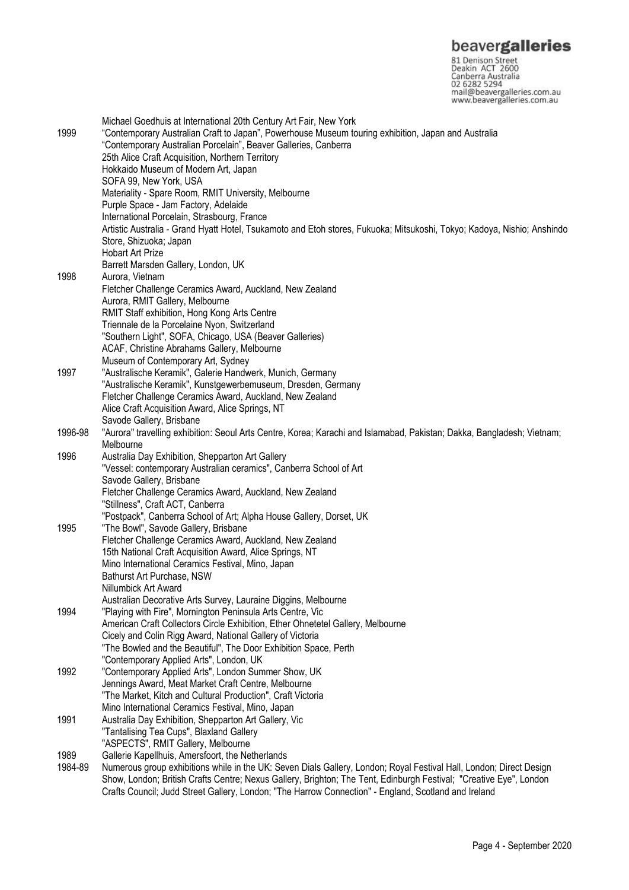| | |
|---|---|
| | Michael Goedhuis at International 20th Century Art Fair, New York |
| 1999 | "Contemporary Australian Craft to Japan", Powerhouse Museum touring exhibition, Japan and Australia |
| | "Contemporary Australian Porcelain", Beaver Galleries, Canberra |
| | 25th Alice Craft Acquisition, Northern Territory |
| | Hokkaido Museum of Modern Art, Japan |
| | SOFA 99, New York, USA |
| | Materiality - Spare Room, RMIT University, Melbourne |
| | Purple Space - Jam Factory, Adelaide |
| | International Porcelain, Strasbourg, France |
| | Artistic Australia - Grand Hyatt Hotel, Tsukamoto and Etoh stores, Fukuoka; Mitsukoshi, Tokyo; Kadoya, Nishio; Anshindo Store, Shizuoka; Japan |
| | Hobart Art Prize |
| | Barrett Marsden Gallery, London, UK |
| 1998 | Aurora, Vietnam |
| | Fletcher Challenge Ceramics Award, Auckland, New Zealand |
| | Aurora, RMIT Gallery, Melbourne |
| | RMIT Staff exhibition, Hong Kong Arts Centre |
| | Triennale de la Porcelaine Nyon, Switzerland |
| | "Southern Light", SOFA, Chicago, USA (Beaver Galleries) |
| | ACAF, Christine Abrahams Gallery, Melbourne |
| | Museum of Contemporary Art, Sydney |
| 1997 | "Australische Keramik", Galerie Handwerk, Munich, Germany |
| | "Australische Keramik", Kunstgewerbemuseum, Dresden, Germany |
| | Fletcher Challenge Ceramics Award, Auckland, New Zealand |
| | Alice Craft Acquisition Award, Alice Springs, NT |
| | Savode Gallery, Brisbane |
| 1996-98 | "Aurora" travelling exhibition: Seoul Arts Centre, Korea; Karachi and Islamabad, Pakistan; Dakka, Bangladesh; Vietnam; Melbourne |
| 1996 | Australia Day Exhibition, Shepparton Art Gallery |
| | "Vessel: contemporary Australian ceramics", Canberra School of Art |
| | Savode Gallery, Brisbane |
| | Fletcher Challenge Ceramics Award, Auckland, New Zealand |
| | "Stillness", Craft ACT, Canberra |
| | "Postpack", Canberra School of Art; Alpha House Gallery, Dorset, UK |
| 1995 | "The Bowl", Savode Gallery, Brisbane |
| | Fletcher Challenge Ceramics Award, Auckland, New Zealand |
| | 15th National Craft Acquisition Award, Alice Springs, NT |
| | Mino International Ceramics Festival, Mino, Japan |
| | Bathurst Art Purchase, NSW |
| | Nillumbick Art Award |
| | Australian Decorative Arts Survey, Lauraine Diggins, Melbourne |
| 1994 | "Playing with Fire", Mornington Peninsula Arts Centre, Vic |
| | American Craft Collectors Circle Exhibition, Ether Ohnetetel Gallery, Melbourne |
| | Cicely and Colin Rigg Award, National Gallery of Victoria |
| | "The Bowled and the Beautiful", The Door Exhibition Space, Perth |
| | "Contemporary Applied Arts", London, UK |
| 1992 | "Contemporary Applied Arts", London Summer Show, UK |
| | Jennings Award, Meat Market Craft Centre, Melbourne |
| | "The Market, Kitch and Cultural Production", Craft Victoria |
| | Mino International Ceramics Festival, Mino, Japan |
| 1991 | Australia Day Exhibition, Shepparton Art Gallery, Vic |
| | "Tantalising Tea Cups", Blaxland Gallery |
| | "ASPECTS", RMIT Gallery, Melbourne |
| 1989 | Gallerie Kapellhuis, Amersfoort, the Netherlands |
| 1984-89 | Numerous group exhibitions while in the UK: Seven Dials Gallery, London; Royal Festival Hall, London; Direct Design Show, London; British Crafts Centre; Nexus Gallery, Brighton; The Tent, Edinburgh Festival; "Creative Eye", London Crafts Council; Judd Street Gallery, London; "The Harrow Connection" - England, Scotland and Ireland |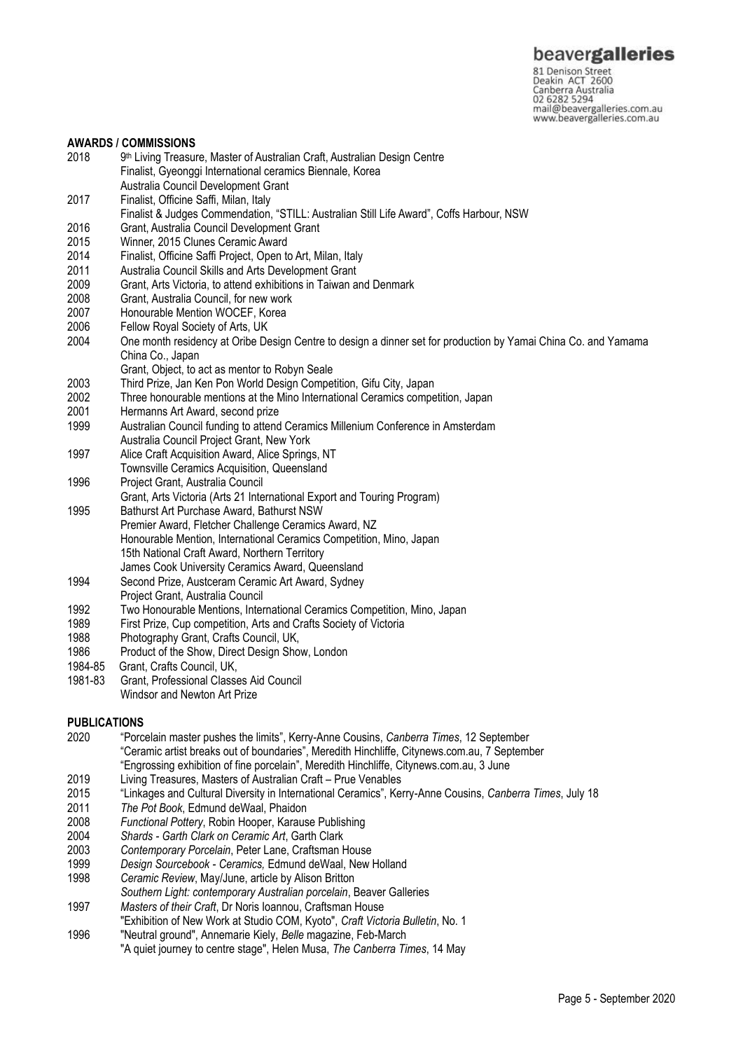## AWARDS / COMMISSIONS

2018 9th Living Treasure, Master of Australian Craft, Australian Design Centre
Finalist, Gyeonggi International ceramics Biennale, Korea
Australia Council Development Grant

2017 Finalist, Officine Saffi, Milan, Italy
Finalist & Judges Commendation, "STILL: Australian Still Life Award", Coffs Harbour, NSW

2016 Grant, Australia Council Development Grant

2015 Winner, 2015 Clunes Ceramic Award

2014 Finalist, Officine Saffi Project, Open to Art, Milan, Italy

2011 Australia Council Skills and Arts Development Grant

2009 Grant, Arts Victoria, to attend exhibitions in Taiwan and Denmark

2008 Grant, Australia Council, for new work

2007 Honourable Mention WOCEF, Korea

2006 Fellow Royal Society of Arts, UK

2004 One month residency at Oribe Design Centre to design a dinner set for production by Yamai China Co. and Yamama China Co., Japan
Grant, Object, to act as mentor to Robyn Seale

2003 Third Prize, Jan Ken Pon World Design Competition, Gifu City, Japan

2002 Three honourable mentions at the Mino International Ceramics competition, Japan

2001 Hermanns Art Award, second prize

1999 Australian Council funding to attend Ceramics Millenium Conference in Amsterdam
Australia Council Project Grant, New York

1997 Alice Craft Acquisition Award, Alice Springs, NT
Townsville Ceramics Acquisition, Queensland

1996 Project Grant, Australia Council
Grant, Arts Victoria (Arts 21 International Export and Touring Program)

1995 Bathurst Art Purchase Award, Bathurst NSW
Premier Award, Fletcher Challenge Ceramics Award, NZ
Honourable Mention, International Ceramics Competition, Mino, Japan
15th National Craft Award, Northern Territory
James Cook University Ceramics Award, Queensland

1994 Second Prize, Austceram Ceramic Art Award, Sydney
Project Grant, Australia Council

1992 Two Honourable Mentions, International Ceramics Competition, Mino, Japan

1989 First Prize, Cup competition, Arts and Crafts Society of Victoria

1988 Photography Grant, Crafts Council, UK,

1986 Product of the Show, Direct Design Show, London

1984-85 Grant, Crafts Council, UK,

1981-83 Grant, Professional Classes Aid Council
Windsor and Newton Art Prize

## PUBLICATIONS

2020 "Porcelain master pushes the limits", Kerry-Anne Cousins, *Canberra Times*, 12 September
"Ceramic artist breaks out of boundaries", Meredith Hinchliffe, Citynews.com.au, 7 September
"Engrossing exhibition of fine porcelain", Meredith Hinchliffe, Citynews.com.au, 3 June

2019 Living Treasures, Masters of Australian Craft – Prue Venables

2015 "Linkages and Cultural Diversity in International Ceramics", Kerry-Anne Cousins, *Canberra Times*, July 18

2011 *The Pot Book*, Edmund deWaal, Phaidon

2008 *Functional Pottery*, Robin Hooper, Karause Publishing

2004 *Shards - Garth Clark on Ceramic Art*, Garth Clark

2003 *Contemporary Porcelain*, Peter Lane, Craftsman House

1999 *Design Sourcebook - Ceramics,* Edmund deWaal, New Holland

1998 *Ceramic Review*, May/June, article by Alison Britton
*Southern Light: contemporary Australian porcelain*, Beaver Galleries

1997 *Masters of their Craft*, Dr Noris Ioannou, Craftsman House
"Exhibition of New Work at Studio COM, Kyoto", *Craft Victoria Bulletin*, No. 1

1996 "Neutral ground", Annemarie Kiely, *Belle* magazine, Feb-March
"A quiet journey to centre stage", Helen Musa, *The Canberra Times*, 14 May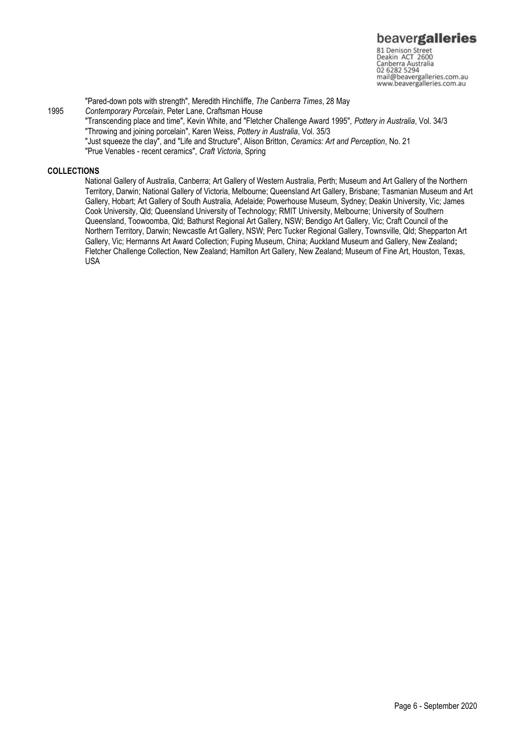"Pared-down pots with strength", Meredith Hinchliffe, *The Canberra Times*, 28 May

1995 *Contemporary Porcelain*, Peter Lane, Craftsman House
"Transcending place and time", Kevin White, and "Fletcher Challenge Award 1995", *Pottery in Australia*, Vol. 34/3
"Throwing and joining porcelain", Karen Weiss, *Pottery in Australia*, Vol. 35/3
"Just squeeze the clay", and "Life and Structure", Alison Britton, *Ceramics: Art and Perception*, No. 21
"Prue Venables - recent ceramics", *Craft Victoria*, Spring

**COLLECTIONS**

National Gallery of Australia, Canberra; Art Gallery of Western Australia, Perth; Museum and Art Gallery of the Northern Territory, Darwin; National Gallery of Victoria, Melbourne; Queensland Art Gallery, Brisbane; Tasmanian Museum and Art Gallery, Hobart; Art Gallery of South Australia, Adelaide; Powerhouse Museum, Sydney; Deakin University, Vic; James Cook University, Qld; Queensland University of Technology; RMIT University, Melbourne; University of Southern Queensland, Toowoomba, Qld; Bathurst Regional Art Gallery, NSW; Bendigo Art Gallery, Vic; Craft Council of the Northern Territory, Darwin; Newcastle Art Gallery, NSW; Perc Tucker Regional Gallery, Townsville, Qld; Shepparton Art Gallery, Vic; Hermanns Art Award Collection; Fuping Museum, China; Auckland Museum and Gallery, New Zealand; Fletcher Challenge Collection, New Zealand; Hamilton Art Gallery, New Zealand; Museum of Fine Art, Houston, Texas, USA